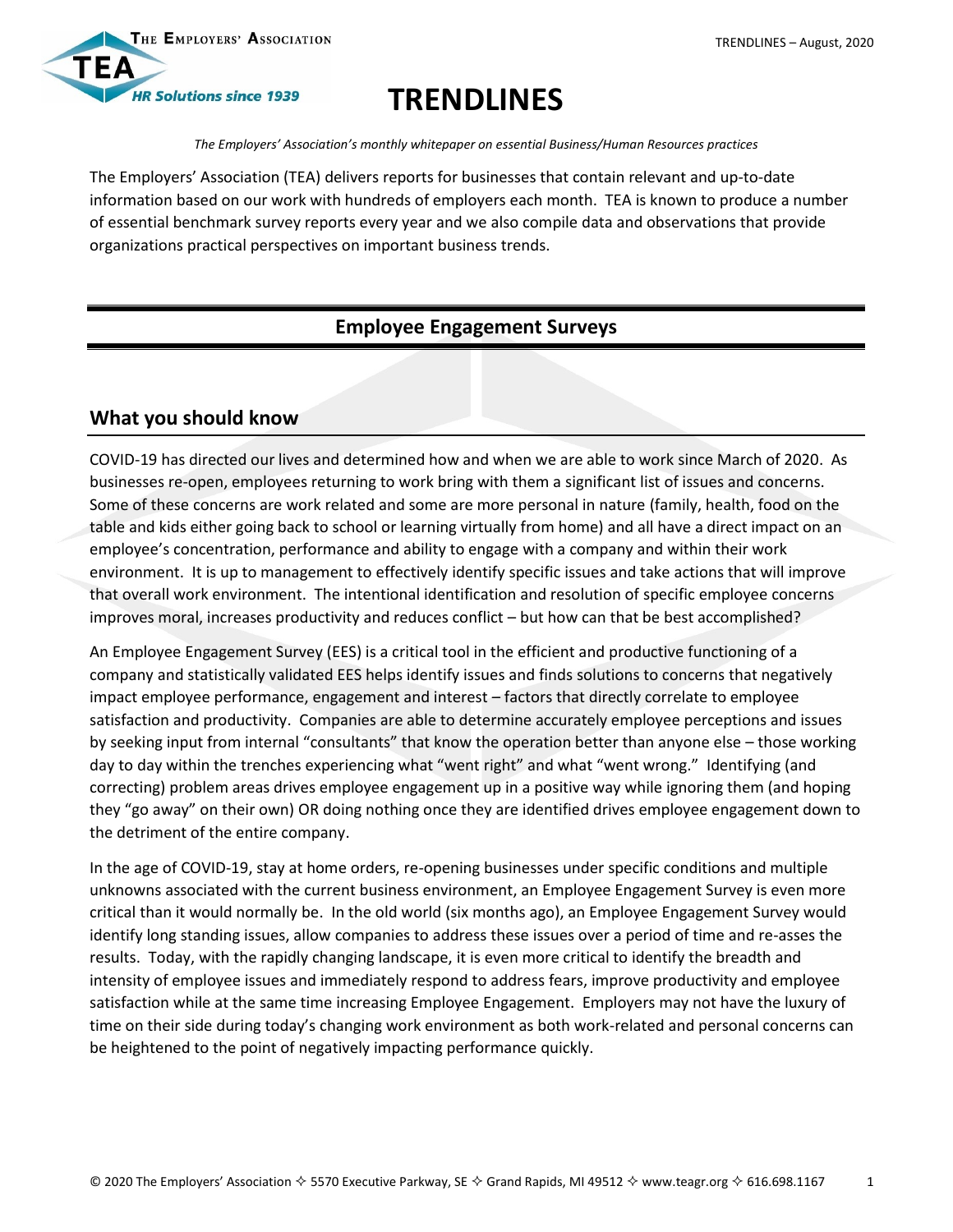# TRENDLINES

*The Employers' Association's monthly whitepaper on essential Business/Human Resources practices*

The Employers' Association (TEA) delivers reports for businesses that contain relevant and up-to-date information based on our work with hundreds of employers each month. TEA is known to produce a number of essential benchmark survey reports every year and we also compile data and observations that provide organizations practical perspectives on important business trends.

## Employee Engagement Surveys

### What you should know

COVID-19 has directed our lives and determined how and when we are able to work since March of 2020. As businesses re-open, employees returning to work bring with them a significant list of issues and concerns. Some of these concerns are work related and some are more personal in nature (family, health, food on the table and kids either going back to school or learning virtually from home) and all have a direct impact on an employee's concentration, performance and ability to engage with a company and within their work environment. It is up to management to effectively identify specific issues and take actions that will improve that overall work environment. The intentional identification and resolution of specific employee concerns improves moral, increases productivity and reduces conflict – but how can that be best accomplished?

An Employee Engagement Survey (EES) is a critical tool in the efficient and productive functioning of a company and statistically validated EES helps identify issues and finds solutions to concerns that negatively impact employee performance, engagement and interest – factors that directly correlate to employee satisfaction and productivity. Companies are able to determine accurately employee perceptions and issues by seeking input from internal "consultants" that know the operation better than anyone else – those working day to day within the trenches experiencing what "went right" and what "went wrong." Identifying (and correcting) problem areas drives employee engagement up in a positive way while ignoring them (and hoping they "go away" on their own) OR doing nothing once they are identified drives employee engagement down to the detriment of the entire company.

In the age of COVID-19, stay at home orders, re-opening businesses under specific conditions and multiple unknowns associated with the current business environment, an Employee Engagement Survey is even more critical than it would normally be. In the old world (six months ago), an Employee Engagement Survey would identify long standing issues, allow companies to address these issues over a period of time and re-ases the results. Today, with the rapidly changing landscape, it is even more critical to identify the breadth and intensity of employee issues and immediately respond to address fears, improve productivity and employee satisfaction while at the same time increasing Employee Engagement. Employers may not have the luxury of time on their side during today's changing work environment as both work-related and personal concerns can be heightened to the point of negatively impacting performance quickly.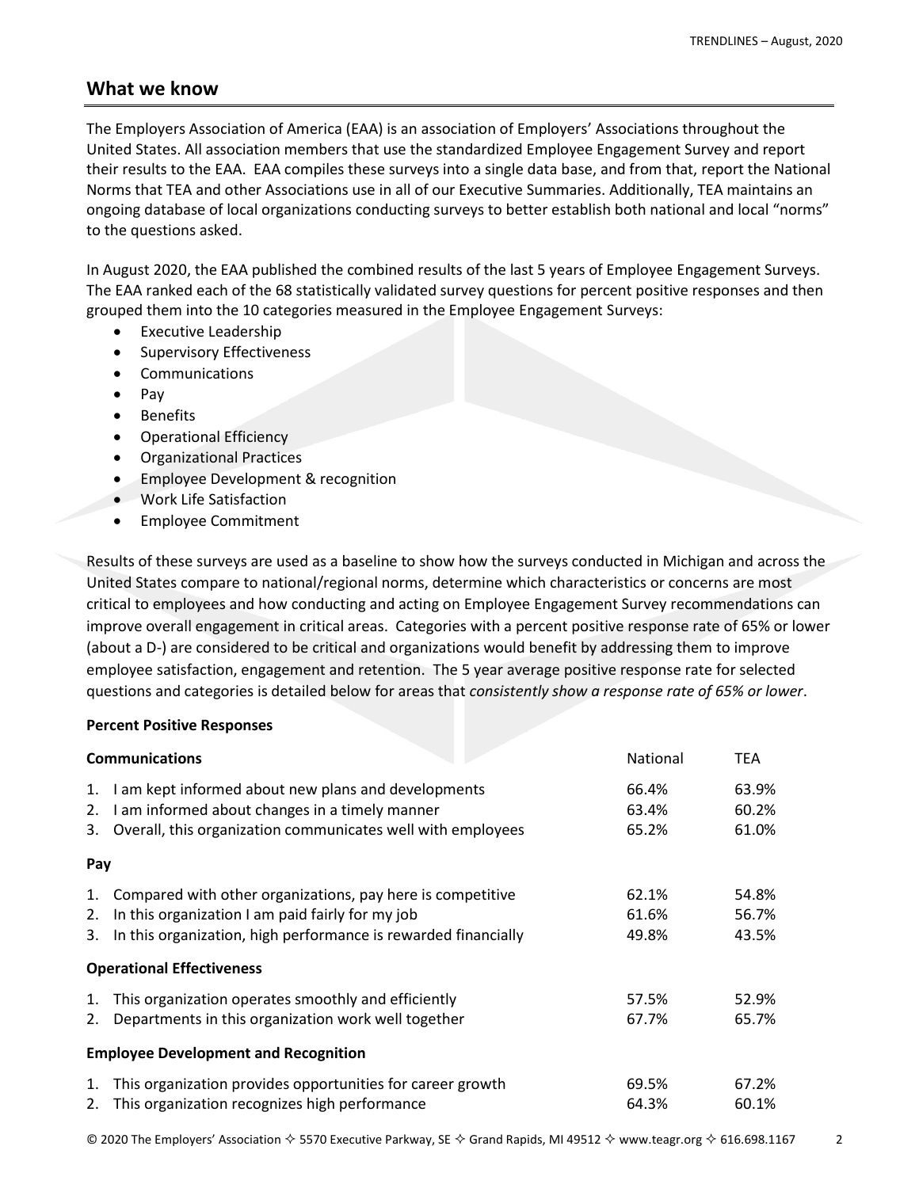## What we know

The Employers Association of America (EAA) is an association of Employers' Associations throughout the United States. All association members that use the standardized Employee Engagement Survey and report their results to the EAA. EAA compiles these surveys into a single data base, and from that, report the National Norms that TEA and other Associations use in all of our Executive Summaries. Additionally, TEA maintains an ongoing database of local organizations conducting surveys to better establish both national and local "norms" to the questions asked.

In August 2020, the EAA published the combined results of the last 5 years of Employee Engagement Surveys. The EAA ranked each of the 68 statistically validated survey questions for percent positive responses and then grouped them into the 10 categories measured in the Employee Engagement Surveys:

- Executive Leadership
- Supervisory Effectiveness
- Communications
- Pay
- Benefits
- Operational Efficiency
- Organizational Practices
- Employee Development & recognition
- Work Life Satisfaction
- Employee Commitment

Results of these surveys are used as a baseline to show how the surveys conducted in Michigan and across the United States compare to national/regional norms, determine which characteristics or concerns are most critical to employees and how conducting and acting on Employee Engagement Survey recommendations can improve overall engagement in critical areas. Categories with a percent positive response rate of 65% or lower (about a D-) are considered to be critical and organizations would benefit by addressing them to improve employee satisfaction, engagement and retention. The 5 year average positive response rate for selected questions and categories is detailed below for areas that *consistently show a response rate of 65% or lower*.

**Percent Positive Responses**

| **Communications** | National | TEA |
|---|---|---|
| 1. I am kept informed about new plans and developments | 66.4% | 63.9% |
| 2. I am informed about changes in a timely manner | 63.4% | 60.2% |
| 3. Overall, this organization communicates well with employees | 65.2% | 61.0% |
| **Pay** | | |
| 1. Compared with other organizations, pay here is competitive | 62.1% | 54.8% |
| 2. In this organization I am paid fairly for my job | 61.6% | 56.7% |
| 3. In this organization, high performance is rewarded financially | 49.8% | 43.5% |
| **Operational Effectiveness** | | |
| 1. This organization operates smoothly and efficiently | 57.5% | 52.9% |
| 2. Departments in this organization work well together | 67.7% | 65.7% |
| **Employee Development and Recognition** | | |
| 1. This organization provides opportunities for career growth | 69.5% | 67.2% |
| 2. This organization recognizes high performance | 64.3% | 60.1% |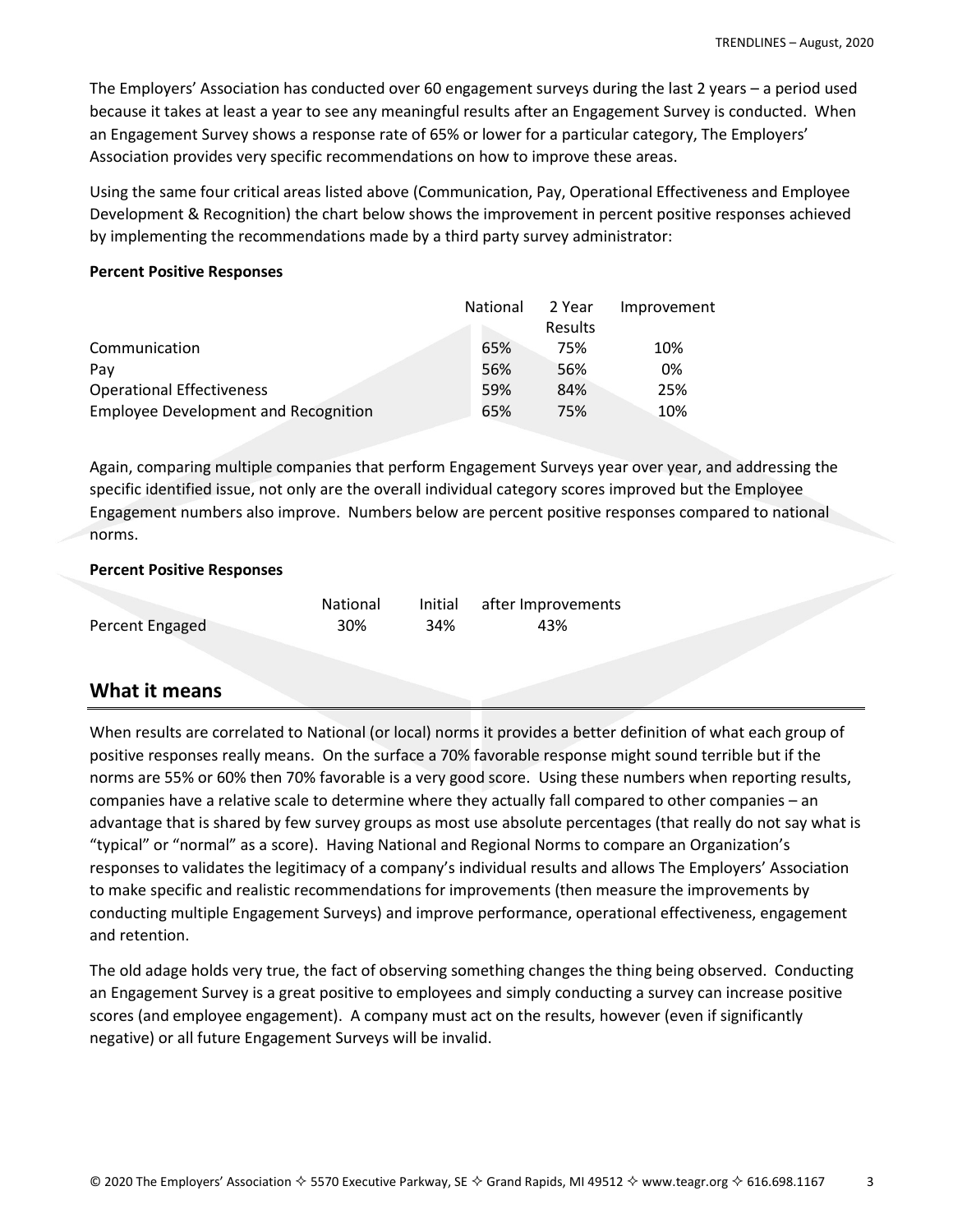The Employers' Association has conducted over 60 engagement surveys during the last 2 years – a period used because it takes at least a year to see any meaningful results after an Engagement Survey is conducted. When an Engagement Survey shows a response rate of 65% or lower for a particular category, The Employers' Association provides very specific recommendations on how to improve these areas.

Using the same four critical areas listed above (Communication, Pay, Operational Effectiveness and Employee Development & Recognition) the chart below shows the improvement in percent positive responses achieved by implementing the recommendations made by a third party survey administrator:

**Percent Positive Responses**

| | National | 2 Year Results | Improvement |
|---|---|---|---|
| Communication | 65% | 75% | 10% |
| Pay | 56% | 56% | 0% |
| Operational Effectiveness | 59% | 84% | 25% |
| Employee Development and Recognition | 65% | 75% | 10% |

Again, comparing multiple companies that perform Engagement Surveys year over year, and addressing the specific identified issue, not only are the overall individual category scores improved but the Employee Engagement numbers also improve. Numbers below are percent positive responses compared to national norms.

**Percent Positive Responses**

| | National | Initial | after Improvements |
|---|---|---|---|
| Percent Engaged | 30% | 34% | 43% |

## What it means

When results are correlated to National (or local) norms it provides a better definition of what each group of positive responses really means. On the surface a 70% favorable response might sound terrible but if the norms are 55% or 60% then 70% favorable is a very good score. Using these numbers when reporting results, companies have a relative scale to determine where they actually fall compared to other companies – an advantage that is shared by few survey groups as most use absolute percentages (that really do not say what is "typical" or "normal" as a score). Having National and Regional Norms to compare an Organization's responses to validates the legitimacy of a company's individual results and allows The Employers' Association to make specific and realistic recommendations for improvements (then measure the improvements by conducting multiple Engagement Surveys) and improve performance, operational effectiveness, engagement and retention.

The old adage holds very true, the fact of observing something changes the thing being observed. Conducting an Engagement Survey is a great positive to employees and simply conducting a survey can increase positive scores (and employee engagement). A company must act on the results, however (even if significantly negative) or all future Engagement Surveys will be invalid.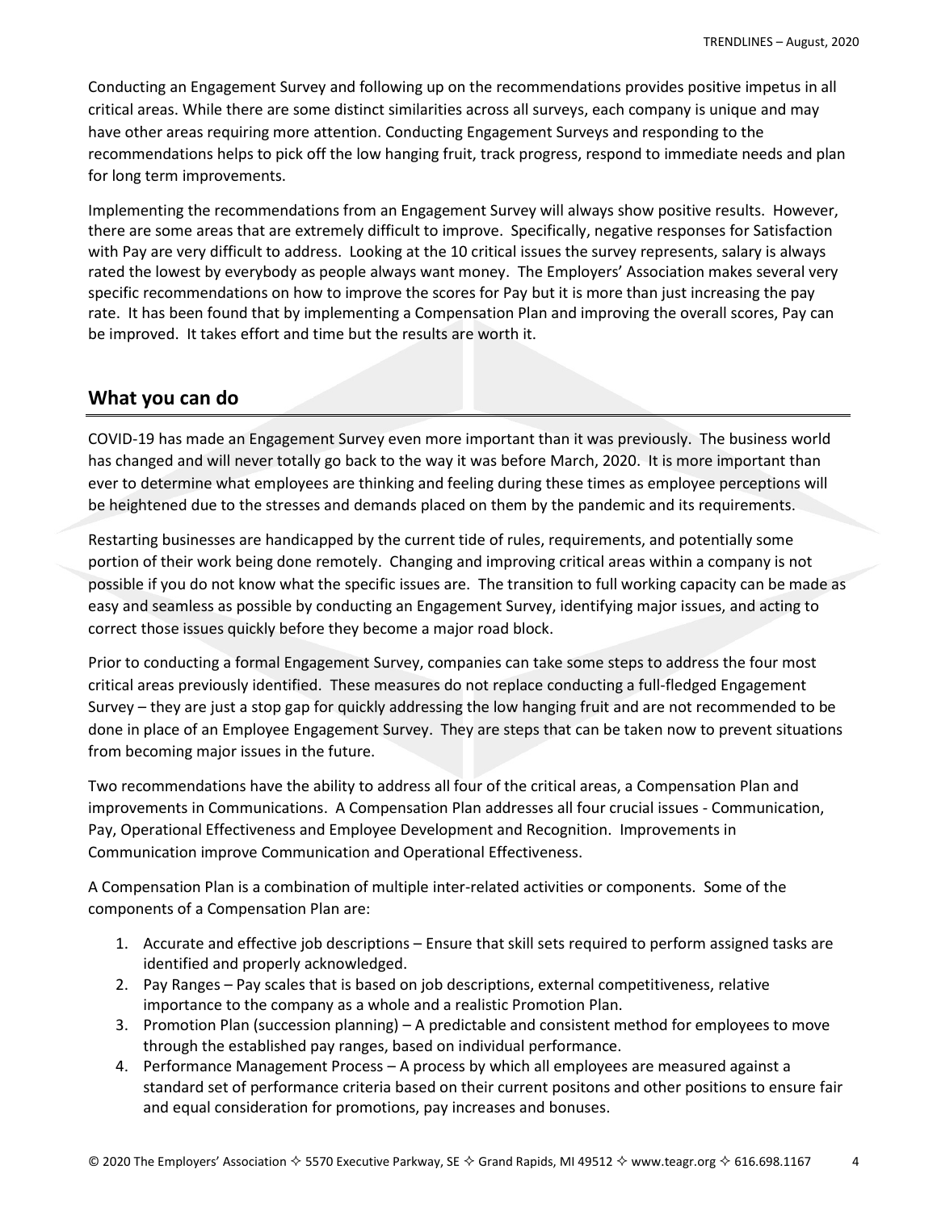Conducting an Engagement Survey and following up on the recommendations provides positive impetus in all critical areas. While there are some distinct similarities across all surveys, each company is unique and may have other areas requiring more attention. Conducting Engagement Surveys and responding to the recommendations helps to pick off the low hanging fruit, track progress, respond to immediate needs and plan for long term improvements.

Implementing the recommendations from an Engagement Survey will always show positive results. However, there are some areas that are extremely difficult to improve. Specifically, negative responses for Satisfaction with Pay are very difficult to address. Looking at the 10 critical issues the survey represents, salary is always rated the lowest by everybody as people always want money. The Employers' Association makes several very specific recommendations on how to improve the scores for Pay but it is more than just increasing the pay rate. It has been found that by implementing a Compensation Plan and improving the overall scores, Pay can be improved. It takes effort and time but the results are worth it.

## What you can do

COVID-19 has made an Engagement Survey even more important than it was previously. The business world has changed and will never totally go back to the way it was before March, 2020. It is more important than ever to determine what employees are thinking and feeling during these times as employee perceptions will be heightened due to the stresses and demands placed on them by the pandemic and its requirements.

Restarting businesses are handicapped by the current tide of rules, requirements, and potentially some portion of their work being done remotely. Changing and improving critical areas within a company is not possible if you do not know what the specific issues are. The transition to full working capacity can be made as easy and seamless as possible by conducting an Engagement Survey, identifying major issues, and acting to correct those issues quickly before they become a major road block.

Prior to conducting a formal Engagement Survey, companies can take some steps to address the four most critical areas previously identified. These measures do not replace conducting a full-fledged Engagement Survey – they are just a stop gap for quickly addressing the low hanging fruit and are not recommended to be done in place of an Employee Engagement Survey. They are steps that can be taken now to prevent situations from becoming major issues in the future.

Two recommendations have the ability to address all four of the critical areas, a Compensation Plan and improvements in Communications. A Compensation Plan addresses all four crucial issues - Communication, Pay, Operational Effectiveness and Employee Development and Recognition. Improvements in Communication improve Communication and Operational Effectiveness.

A Compensation Plan is a combination of multiple inter-related activities or components. Some of the components of a Compensation Plan are:

1. Accurate and effective job descriptions – Ensure that skill sets required to perform assigned tasks are identified and properly acknowledged.
2. Pay Ranges – Pay scales that is based on job descriptions, external competitiveness, relative importance to the company as a whole and a realistic Promotion Plan.
3. Promotion Plan (succession planning) – A predictable and consistent method for employees to move through the established pay ranges, based on individual performance.
4. Performance Management Process – A process by which all employees are measured against a standard set of performance criteria based on their current positons and other positions to ensure fair and equal consideration for promotions, pay increases and bonuses.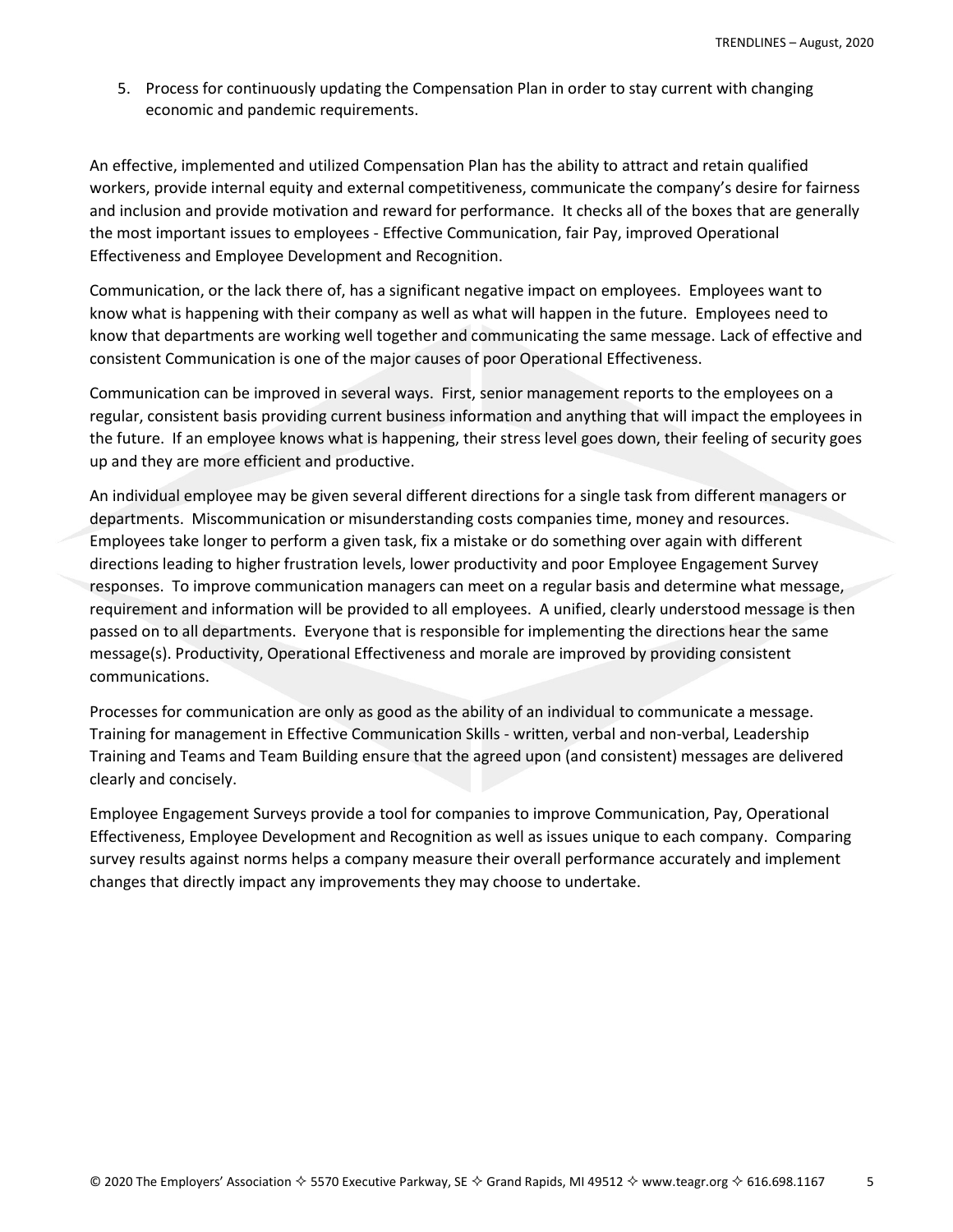5. Process for continuously updating the Compensation Plan in order to stay current with changing economic and pandemic requirements.

An effective, implemented and utilized Compensation Plan has the ability to attract and retain qualified workers, provide internal equity and external competitiveness, communicate the company's desire for fairness and inclusion and provide motivation and reward for performance. It checks all of the boxes that are generally the most important issues to employees - Effective Communication, fair Pay, improved Operational Effectiveness and Employee Development and Recognition.

Communication, or the lack there of, has a significant negative impact on employees. Employees want to know what is happening with their company as well as what will happen in the future. Employees need to know that departments are working well together and communicating the same message. Lack of effective and consistent Communication is one of the major causes of poor Operational Effectiveness.

Communication can be improved in several ways. First, senior management reports to the employees on a regular, consistent basis providing current business information and anything that will impact the employees in the future. If an employee knows what is happening, their stress level goes down, their feeling of security goes up and they are more efficient and productive.

An individual employee may be given several different directions for a single task from different managers or departments. Miscommunication or misunderstanding costs companies time, money and resources. Employees take longer to perform a given task, fix a mistake or do something over again with different directions leading to higher frustration levels, lower productivity and poor Employee Engagement Survey responses. To improve communication managers can meet on a regular basis and determine what message, requirement and information will be provided to all employees. A unified, clearly understood message is then passed on to all departments. Everyone that is responsible for implementing the directions hear the same message(s). Productivity, Operational Effectiveness and morale are improved by providing consistent communications.

Processes for communication are only as good as the ability of an individual to communicate a message. Training for management in Effective Communication Skills - written, verbal and non-verbal, Leadership Training and Teams and Team Building ensure that the agreed upon (and consistent) messages are delivered clearly and concisely.

Employee Engagement Surveys provide a tool for companies to improve Communication, Pay, Operational Effectiveness, Employee Development and Recognition as well as issues unique to each company. Comparing survey results against norms helps a company measure their overall performance accurately and implement changes that directly impact any improvements they may choose to undertake.